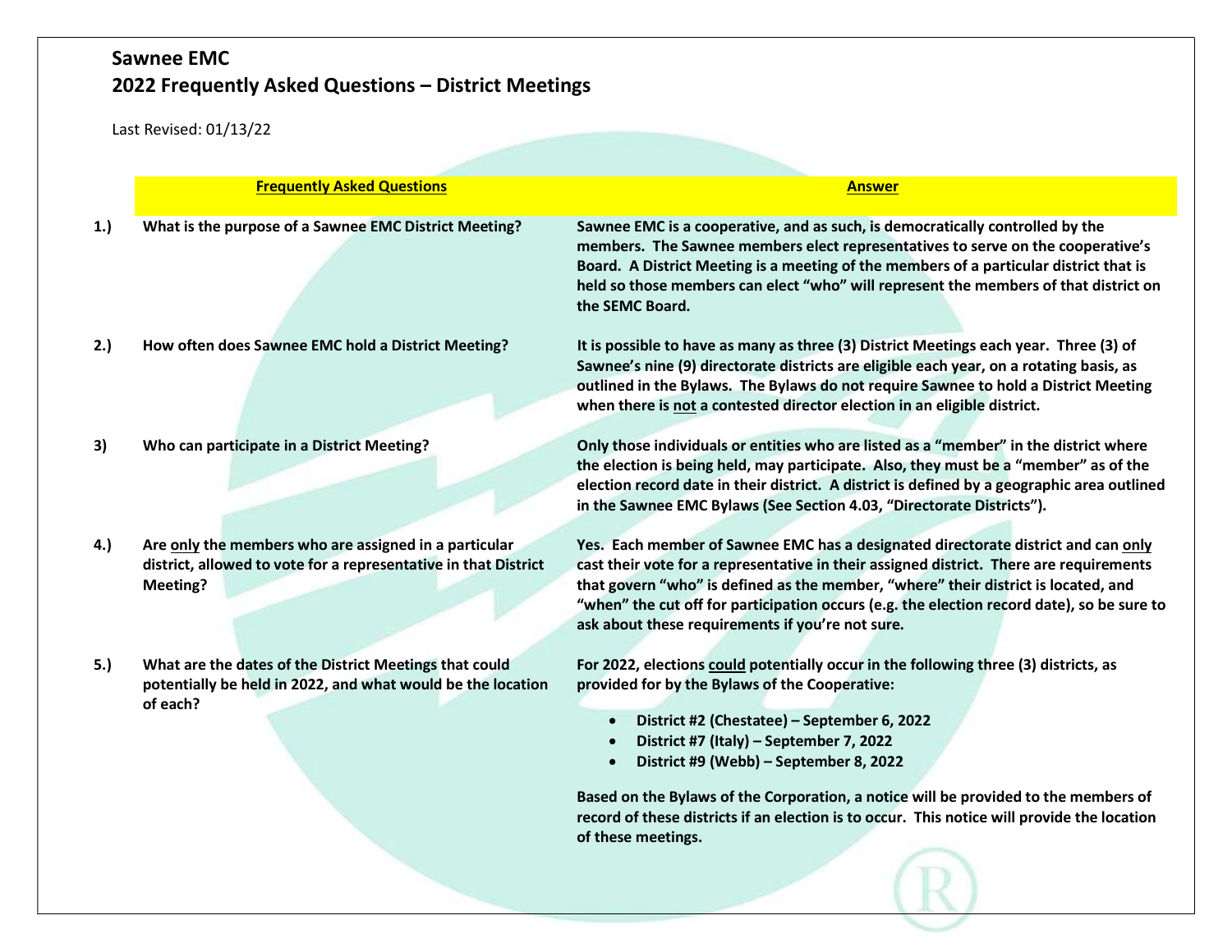# Sawnee EMC
## 2022 Frequently Asked Questions – District Meetings

Last Revised: 01/13/22

| | Frequently Asked Questions | Answer |
|---|---|---|
| 1.) | **What is the purpose of a Sawnee EMC District Meeting?** | **Sawnee EMC is a cooperative, and as such, is democratically controlled by the members. The Sawnee members elect representatives to serve on the cooperative's Board. A District Meeting is a meeting of the members of a particular district that is held so those members can elect "who" will represent the members of that district on the SEMC Board.** |
| 2.) | **How often does Sawnee EMC hold a District Meeting?** | **It is possible to have as many as three (3) District Meetings each year. Three (3) of Sawnee's nine (9) directorate districts are eligible each year, on a rotating basis, as outlined in the Bylaws. The Bylaws do not require Sawnee to hold a District Meeting when there is <u>not</u> a contested director election in an eligible district.** |
| 3) | **Who can participate in a District Meeting?** | **Only those individuals or entities who are listed as a "member" in the district where the election is being held, may participate. Also, they must be a "member" as of the election record date in their district. A district is defined by a geographic area outlined in the Sawnee EMC Bylaws (See Section 4.03, "Directorate Districts").** |
| 4.) | **Are <u>only</u> the members who are assigned in a particular district, allowed to vote for a representative in that District Meeting?** | **Yes. Each member of Sawnee EMC has a designated directorate district and can <u>only</u> cast their vote for a representative in their assigned district. There are requirements that govern "who" is defined as the member, "where" their district is located, and "when" the cut off for participation occurs (e.g. the election record date), so be sure to ask about these requirements if you're not sure.** |
| 5.) | **What are the dates of the District Meetings that could potentially be held in 2022, and what would be the location of each?** | **For 2022, elections <u>could</u> potentially occur in the following three (3) districts, as provided for by the Bylaws of the Cooperative:**<br><br>• **District #2 (Chestatee) – September 6, 2022**<br>• **District #7 (Italy) – September 7, 2022**<br>• **District #9 (Webb) – September 8, 2022**<br><br>**Based on the Bylaws of the Corporation, a notice will be provided to the members of record of these districts if an election is to occur. This notice will provide the location of these meetings.** |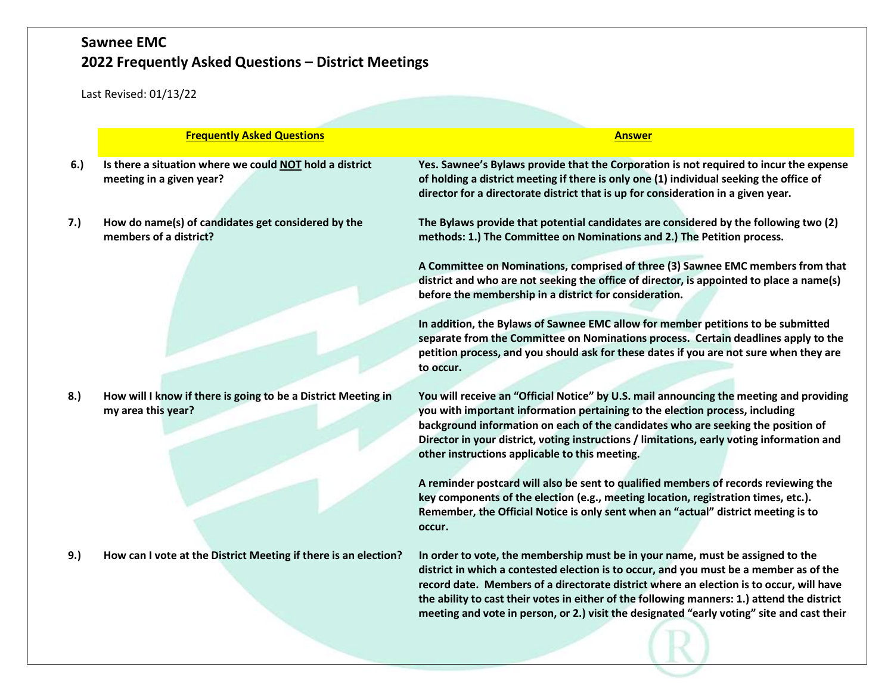## Sawnee EMC

## 2022 Frequently Asked Questions – District Meetings

Last Revised: 01/13/22

| | Frequently Asked Questions | Answer |
|---|---|---|
| 6.) | **Is there a situation where we could NOT hold a district meeting in a given year?** | **Yes. Sawnee's Bylaws provide that the Corporation is not required to incur the expense of holding a district meeting if there is only one (1) individual seeking the office of director for a directorate district that is up for consideration in a given year.** |
| 7.) | **How do name(s) of candidates get considered by the members of a district?** | **The Bylaws provide that potential candidates are considered by the following two (2) methods: 1.) The Committee on Nominations and 2.) The Petition process.**<br><br>**A Committee on Nominations, comprised of three (3) Sawnee EMC members from that district and who are not seeking the office of director, is appointed to place a name(s) before the membership in a district for consideration.**<br><br>**In addition, the Bylaws of Sawnee EMC allow for member petitions to be submitted separate from the Committee on Nominations process. Certain deadlines apply to the petition process, and you should ask for these dates if you are not sure when they are to occur.** |
| 8.) | **How will I know if there is going to be a District Meeting in my area this year?** | **You will receive an "Official Notice" by U.S. mail announcing the meeting and providing you with important information pertaining to the election process, including background information on each of the candidates who are seeking the position of Director in your district, voting instructions / limitations, early voting information and other instructions applicable to this meeting.**<br><br>**A reminder postcard will also be sent to qualified members of records reviewing the key components of the election (e.g., meeting location, registration times, etc.). Remember, the Official Notice is only sent when an "actual" district meeting is to occur.** |
| 9.) | **How can I vote at the District Meeting if there is an election?** | **In order to vote, the membership must be in your name, must be assigned to the district in which a contested election is to occur, and you must be a member as of the record date. Members of a directorate district where an election is to occur, will have the ability to cast their votes in either of the following manners: 1.) attend the district meeting and vote in person, or 2.) visit the designated "early voting" site and cast their** |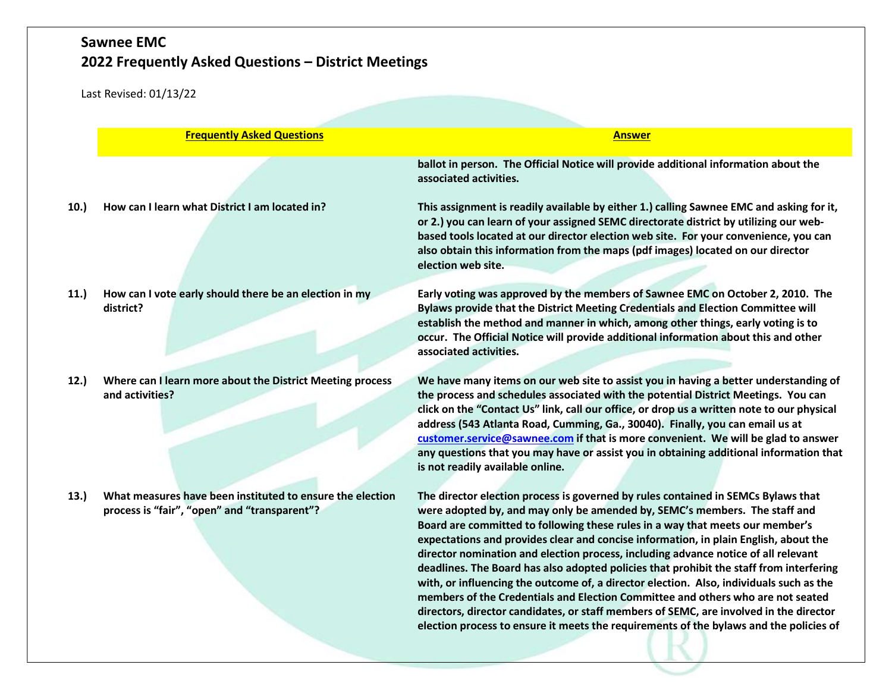| | Frequently Asked Questions | Answer |
|---|---|---|
| | | **ballot in person. The Official Notice will provide additional information about the associated activities.** |
| **10.)** | **How can I learn what District I am located in?** | **This assignment is readily available by either 1.) calling Sawnee EMC and asking for it, or 2.) you can learn of your assigned SEMC directorate district by utilizing our web-based tools located at our director election web site. For your convenience, you can also obtain this information from the maps (pdf images) located on our director election web site.** |
| **11.)** | **How can I vote early should there be an election in my district?** | **Early voting was approved by the members of Sawnee EMC on October 2, 2010. The Bylaws provide that the District Meeting Credentials and Election Committee will establish the method and manner in which, among other things, early voting is to occur. The Official Notice will provide additional information about this and other associated activities.** |
| **12.)** | **Where can I learn more about the District Meeting process and activities?** | **We have many items on our web site to assist you in having a better understanding of the process and schedules associated with the potential District Meetings. You can click on the "Contact Us" link, call our office, or drop us a written note to our physical address (543 Atlanta Road, Cumming, Ga., 30040). Finally, you can email us at customer.service@sawnee.com if that is more convenient. We will be glad to answer any questions that you may have or assist you in obtaining additional information that is not readily available online.** |
| **13.)** | **What measures have been instituted to ensure the election process is "fair", "open" and "transparent"?** | **The director election process is governed by rules contained in SEMCs Bylaws that were adopted by, and may only be amended by, SEMC's members. The staff and Board are committed to following these rules in a way that meets our member's expectations and provides clear and concise information, in plain English, about the director nomination and election process, including advance notice of all relevant deadlines. The Board has also adopted policies that prohibit the staff from interfering with, or influencing the outcome of, a director election. Also, individuals such as the members of the Credentials and Election Committee and others who are not seated directors, director candidates, or staff members of SEMC, are involved in the director election process to ensure it meets the requirements of the bylaws and the policies of** |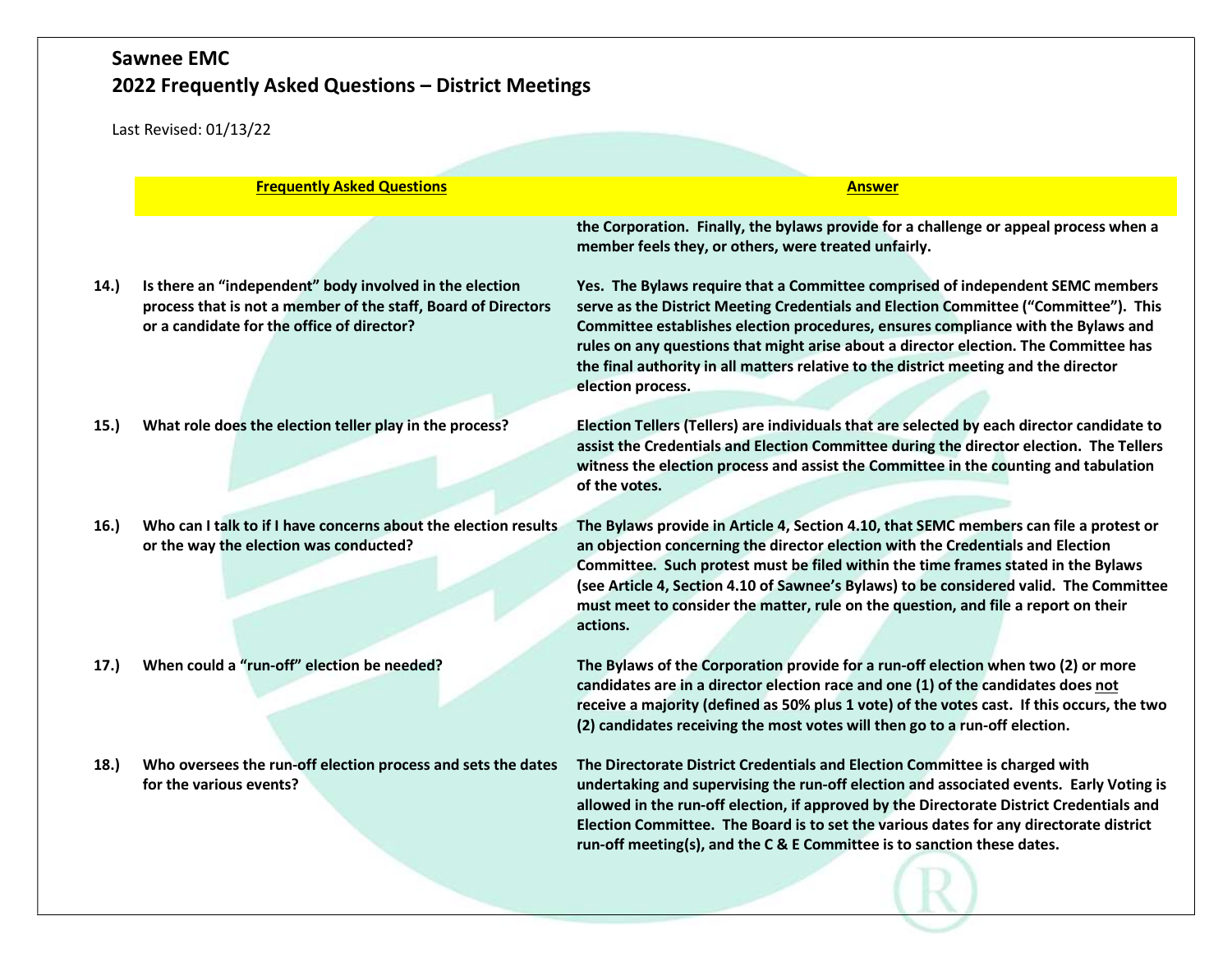## Sawnee EMC
## 2022 Frequently Asked Questions – District Meetings

Last Revised: 01/13/22

| | Frequently Asked Questions | Answer |
|---|---|---|
| | | **the Corporation. Finally, the bylaws provide for a challenge or appeal process when a member feels they, or others, were treated unfairly.** |
| **14.)** | **Is there an "independent" body involved in the election process that is not a member of the staff, Board of Directors or a candidate for the office of director?** | **Yes. The Bylaws require that a Committee comprised of independent SEMC members serve as the District Meeting Credentials and Election Committee ("Committee"). This Committee establishes election procedures, ensures compliance with the Bylaws and rules on any questions that might arise about a director election. The Committee has the final authority in all matters relative to the district meeting and the director election process.** |
| **15.)** | **What role does the election teller play in the process?** | **Election Tellers (Tellers) are individuals that are selected by each director candidate to assist the Credentials and Election Committee during the director election. The Tellers witness the election process and assist the Committee in the counting and tabulation of the votes.** |
| **16.)** | **Who can I talk to if I have concerns about the election results or the way the election was conducted?** | **The Bylaws provide in Article 4, Section 4.10, that SEMC members can file a protest or an objection concerning the director election with the Credentials and Election Committee. Such protest must be filed within the time frames stated in the Bylaws (see Article 4, Section 4.10 of Sawnee's Bylaws) to be considered valid. The Committee must meet to consider the matter, rule on the question, and file a report on their actions.** |
| **17.)** | **When could a "run-off" election be needed?** | **The Bylaws of the Corporation provide for a run-off election when two (2) or more candidates are in a director election race and one (1) of the candidates does <u>not</u> receive a majority (defined as 50% plus 1 vote) of the votes cast. If this occurs, the two (2) candidates receiving the most votes will then go to a run-off election.** |
| **18.)** | **Who oversees the run-off election process and sets the dates for the various events?** | **The Directorate District Credentials and Election Committee is charged with undertaking and supervising the run-off election and associated events. Early Voting is allowed in the run-off election, if approved by the Directorate District Credentials and Election Committee. The Board is to set the various dates for any directorate district run-off meeting(s), and the C & E Committee is to sanction these dates.** |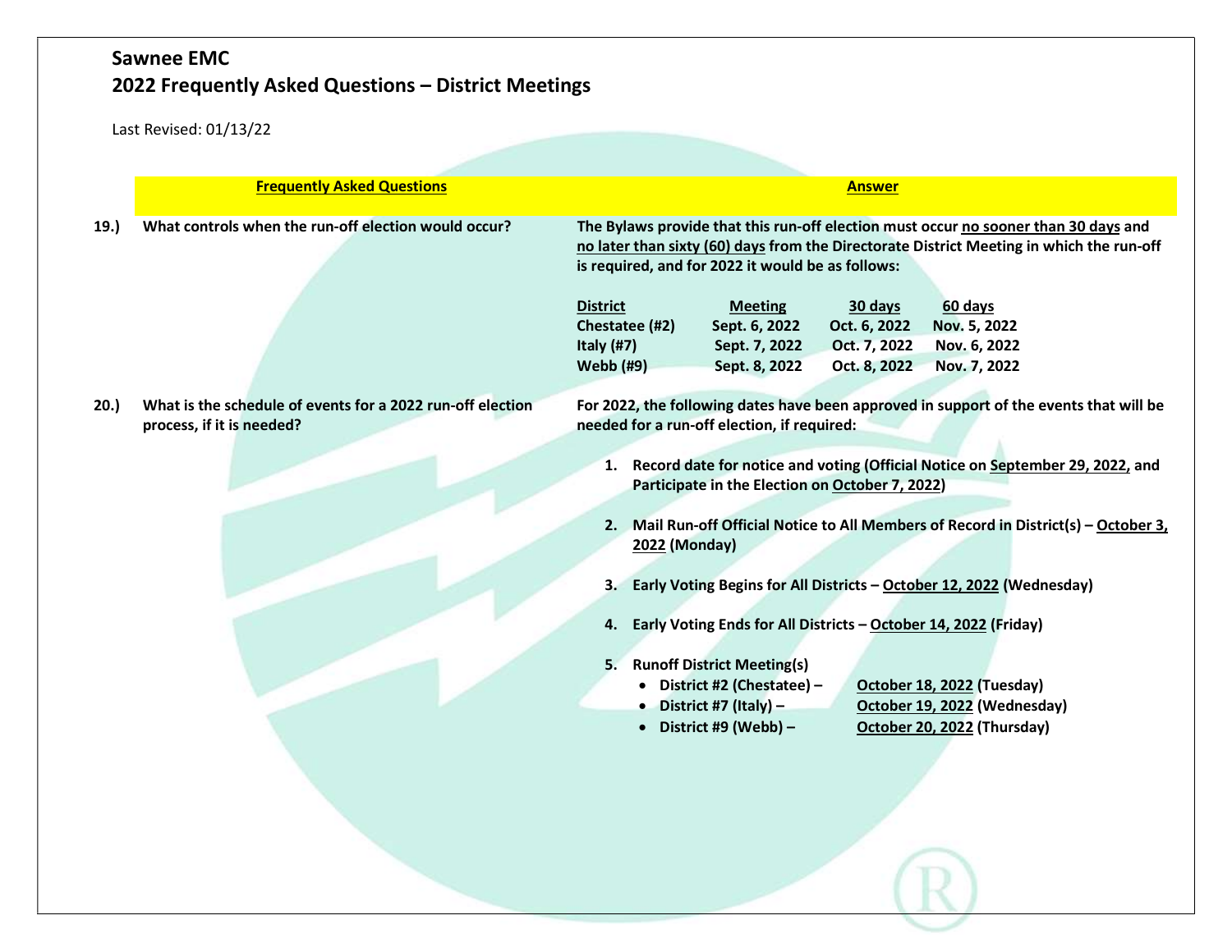# Sawnee EMC

## 2022 Frequently Asked Questions – District Meetings

Last Revised: 01/13/22

| | Frequently Asked Questions | Answer |
|---|---|---|
| 19.) | **What controls when the run-off election would occur?** | **The Bylaws provide that this run-off election must occur no sooner than 30 days and no later than sixty (60) days from the Directorate District Meeting in which the run-off is required, and for 2022 it would be as follows:** |

| District | Meeting | 30 days | 60 days |
|---|---|---|---|
| Chestatee (#2) | Sept. 6, 2022 | Oct. 6, 2022 | Nov. 5, 2022 |
| Italy (#7) | Sept. 7, 2022 | Oct. 7, 2022 | Nov. 6, 2022 |
| Webb (#9) | Sept. 8, 2022 | Oct. 8, 2022 | Nov. 7, 2022 |

| | Frequently Asked Questions | Answer |
|---|---|---|
| 20.) | **What is the schedule of events for a 2022 run-off election process, if it is needed?** | **For 2022, the following dates have been approved in support of the events that will be needed for a run-off election, if required:** |

1. **Record date for notice and voting (Official Notice on September 29, 2022, and Participate in the Election on October 7, 2022)**
2. **Mail Run-off Official Notice to All Members of Record in District(s) – October 3, 2022 (Monday)**
3. **Early Voting Begins for All Districts – October 12, 2022 (Wednesday)**
4. **Early Voting Ends for All Districts – October 14, 2022 (Friday)**
5. **Runoff District Meeting(s)**
   - **District #2 (Chestatee) – October 18, 2022 (Tuesday)**
   - **District #7 (Italy) – October 19, 2022 (Wednesday)**
   - **District #9 (Webb) – October 20, 2022 (Thursday)**